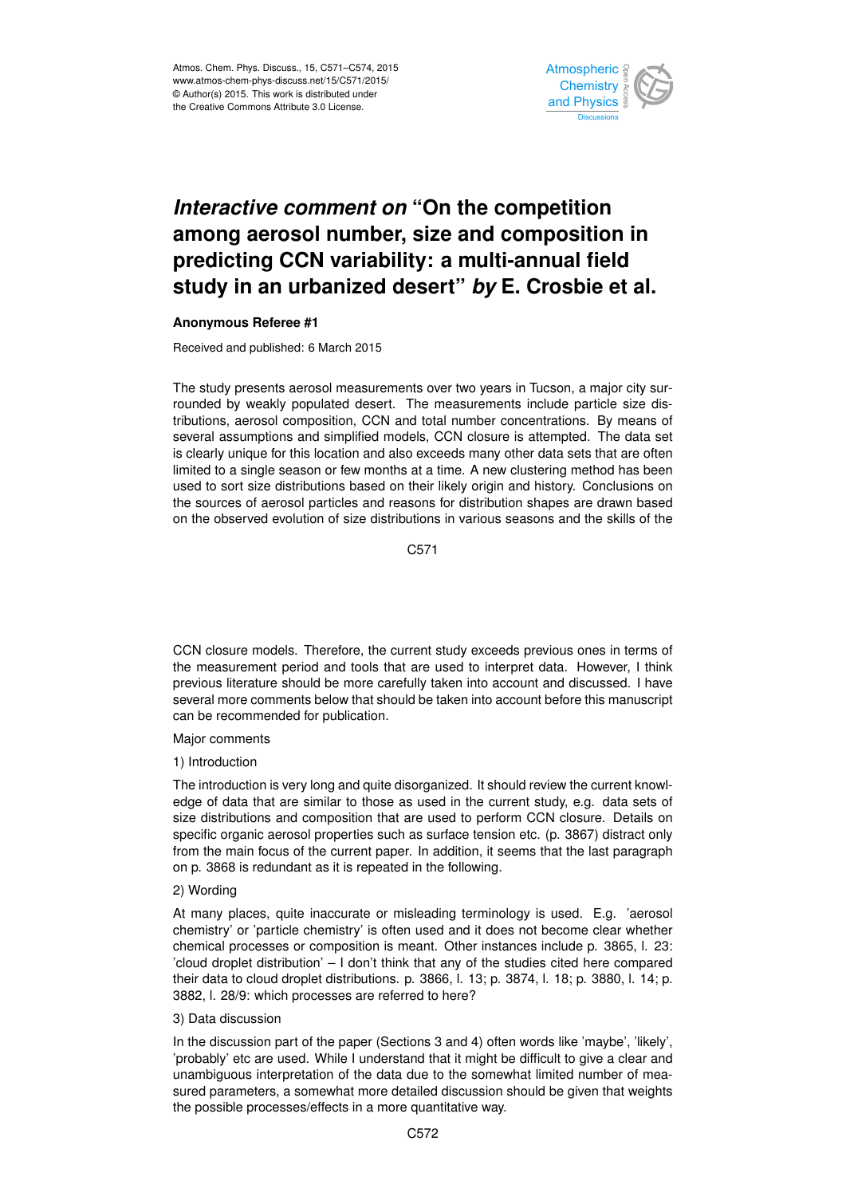# *Interactive comment on* "On the competition among aerosol number, size and composition in predicting CCN variability: a multi-annual field study in an urbanized desert" *by* E. Crosbie et al.

**Anonymous Referee #1**

Received and published: 6 March 2015

The study presents aerosol measurements over two years in Tucson, a major city surrounded by weakly populated desert. The measurements include particle size distributions, aerosol composition, CCN and total number concentrations. By means of several assumptions and simplified models, CCN closure is attempted. The data set is clearly unique for this location and also exceeds many other data sets that are often limited to a single season or few months at a time. A new clustering method has been used to sort size distributions based on their likely origin and history. Conclusions on the sources of aerosol particles and reasons for distribution shapes are drawn based on the observed evolution of size distributions in various seasons and the skills of the CCN closure models. Therefore, the current study exceeds previous ones in terms of the measurement period and tools that are used to interpret data. However, I think previous literature should be more carefully taken into account and discussed. I have several more comments below that should be taken into account before this manuscript can be recommended for publication.

Major comments

1) Introduction

The introduction is very long and quite disorganized. It should review the current knowledge of data that are similar to those as used in the current study, e.g. data sets of size distributions and composition that are used to perform CCN closure. Details on specific organic aerosol properties such as surface tension etc. (p. 3867) distract only from the main focus of the current paper. In addition, it seems that the last paragraph on p. 3868 is redundant as it is repeated in the following.

2) Wording

At many places, quite inaccurate or misleading terminology is used. E.g. 'aerosol chemistry' or 'particle chemistry' is often used and it does not become clear whether chemical processes or composition is meant. Other instances include p. 3865, l. 23: 'cloud droplet distribution' – I don't think that any of the studies cited here compared their data to cloud droplet distributions. p. 3866, l. 13; p. 3874, l. 18; p. 3880, l. 14; p. 3882, l. 28/9: which processes are referred to here?

3) Data discussion

In the discussion part of the paper (Sections 3 and 4) often words like 'maybe', 'likely', 'probably' etc are used. While I understand that it might be difficult to give a clear and unambiguous interpretation of the data due to the somewhat limited number of measured parameters, a somewhat more detailed discussion should be given that weights the possible processes/effects in a more quantitative way.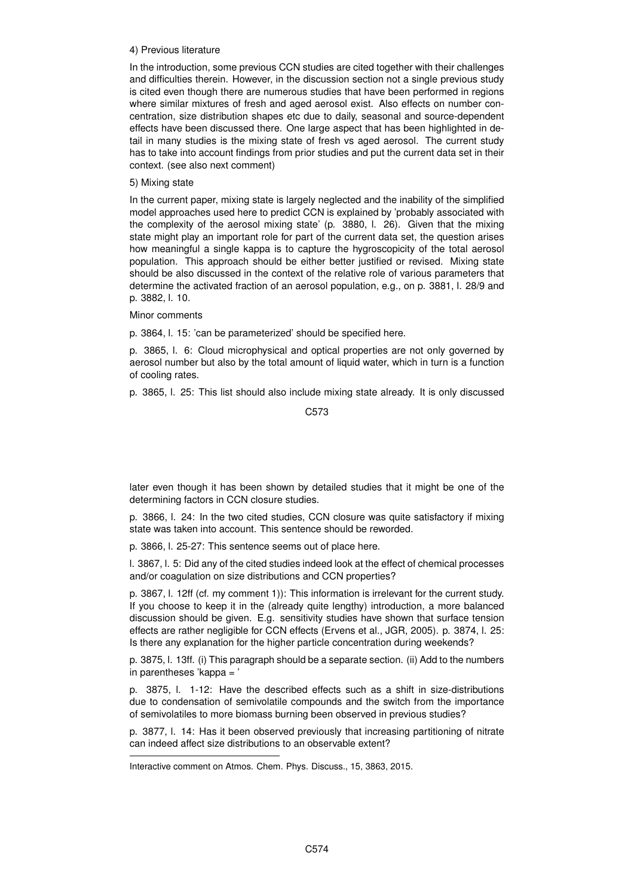4) Previous literature

In the introduction, some previous CCN studies are cited together with their challenges and difficulties therein. However, in the discussion section not a single previous study is cited even though there are numerous studies that have been performed in regions where similar mixtures of fresh and aged aerosol exist. Also effects on number concentration, size distribution shapes etc due to daily, seasonal and source-dependent effects have been discussed there. One large aspect that has been highlighted in detail in many studies is the mixing state of fresh vs aged aerosol. The current study has to take into account findings from prior studies and put the current data set in their context. (see also next comment)

5) Mixing state

In the current paper, mixing state is largely neglected and the inability of the simplified model approaches used here to predict CCN is explained by 'probably associated with the complexity of the aerosol mixing state' (p. 3880, l. 26). Given that the mixing state might play an important role for part of the current data set, the question arises how meaningful a single kappa is to capture the hygroscopicity of the total aerosol population. This approach should be either better justified or revised. Mixing state should be also discussed in the context of the relative role of various parameters that determine the activated fraction of an aerosol population, e.g., on p. 3881, l. 28/9 and p. 3882, l. 10.

Minor comments

p. 3864, l. 15: 'can be parameterized' should be specified here.

p. 3865, l. 6: Cloud microphysical and optical properties are not only governed by aerosol number but also by the total amount of liquid water, which in turn is a function of cooling rates.

p. 3865, l. 25: This list should also include mixing state already. It is only discussed later even though it has been shown by detailed studies that it might be one of the determining factors in CCN closure studies.

p. 3866, l. 24: In the two cited studies, CCN closure was quite satisfactory if mixing state was taken into account. This sentence should be reworded.

p. 3866, l. 25-27: This sentence seems out of place here.

l. 3867, l. 5: Did any of the cited studies indeed look at the effect of chemical processes and/or coagulation on size distributions and CCN properties?

p. 3867, l. 12ff (cf. my comment 1)): This information is irrelevant for the current study. If you choose to keep it in the (already quite lengthy) introduction, a more balanced discussion should be given. E.g. sensitivity studies have shown that surface tension effects are rather negligible for CCN effects (Ervens et al., JGR, 2005). p. 3874, l. 25: Is there any explanation for the higher particle concentration during weekends?

p. 3875, l. 13ff. (i) This paragraph should be a separate section. (ii) Add to the numbers in parentheses 'kappa = '

p. 3875, l. 1-12: Have the described effects such as a shift in size-distributions due to condensation of semivolatile compounds and the switch from the importance of semivolatiles to more biomass burning been observed in previous studies?

p. 3877, l. 14: Has it been observed previously that increasing partitioning of nitrate can indeed affect size distributions to an observable extent?

Interactive comment on Atmos. Chem. Phys. Discuss., 15, 3863, 2015.